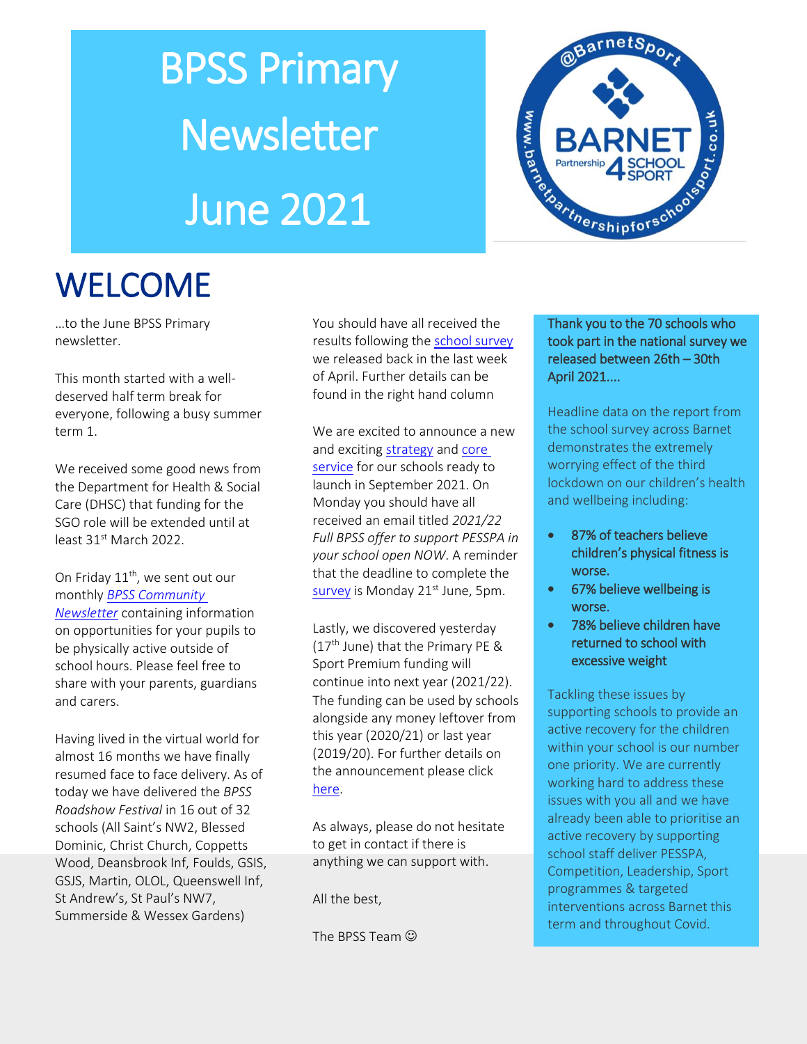# BPSS Primary Newsletter June 2021

## WELCOME

…to the June BPSS Primary newsletter.

This month started with a well-deserved half term break for everyone, following a busy summer term 1.

We received some good news from the Department for Health & Social Care (DHSC) that funding for the SGO role will be extended until at least 31st March 2022.

On Friday 11th, we sent out our monthly *BPSS Community Newsletter* containing information on opportunities for your pupils to be physically active outside of school hours. Please feel free to share with your parents, guardians and carers.

Having lived in the virtual world for almost 16 months we have finally resumed face to face delivery. As of today we have delivered the *BPSS Roadshow Festival* in 16 out of 32 schools (All Saint's NW2, Blessed Dominic, Christ Church, Coppetts Wood, Deansbrook Inf, Foulds, GSIS, GSJS, Martin, OLOL, Queenswell Inf, St Andrew's, St Paul's NW7, Summerside & Wessex Gardens)

You should have all received the results following the school survey we released back in the last week of April. Further details can be found in the right hand column

We are excited to announce a new and exciting strategy and core service for our schools ready to launch in September 2021. On Monday you should have all received an email titled *2021/22 Full BPSS offer to support PESSPA in your school open NOW*. A reminder that the deadline to complete the survey is Monday 21st June, 5pm.

Lastly, we discovered yesterday (17th June) that the Primary PE & Sport Premium funding will continue into next year (2021/22). The funding can be used by schools alongside any money leftover from this year (2020/21) or last year (2019/20). For further details on the announcement please click here.

As always, please do not hesitate to get in contact if there is anything we can support with.

All the best,

The BPSS Team ☺

Thank you to the 70 schools who took part in the national survey we released between 26th – 30th April 2021….

Headline data on the report from the school survey across Barnet demonstrates the extremely worrying effect of the third lockdown on our children's health and wellbeing including:

- 87% of teachers believe children's physical fitness is worse.
- 67% believe wellbeing is worse.
- 78% believe children have returned to school with excessive weight

Tackling these issues by supporting schools to provide an active recovery for the children within your school is our number one priority. We are currently working hard to address these issues with you all and we have already been able to prioritise an active recovery by supporting school staff deliver PESSPA, Competition, Leadership, Sport programmes & targeted interventions across Barnet this term and throughout Covid.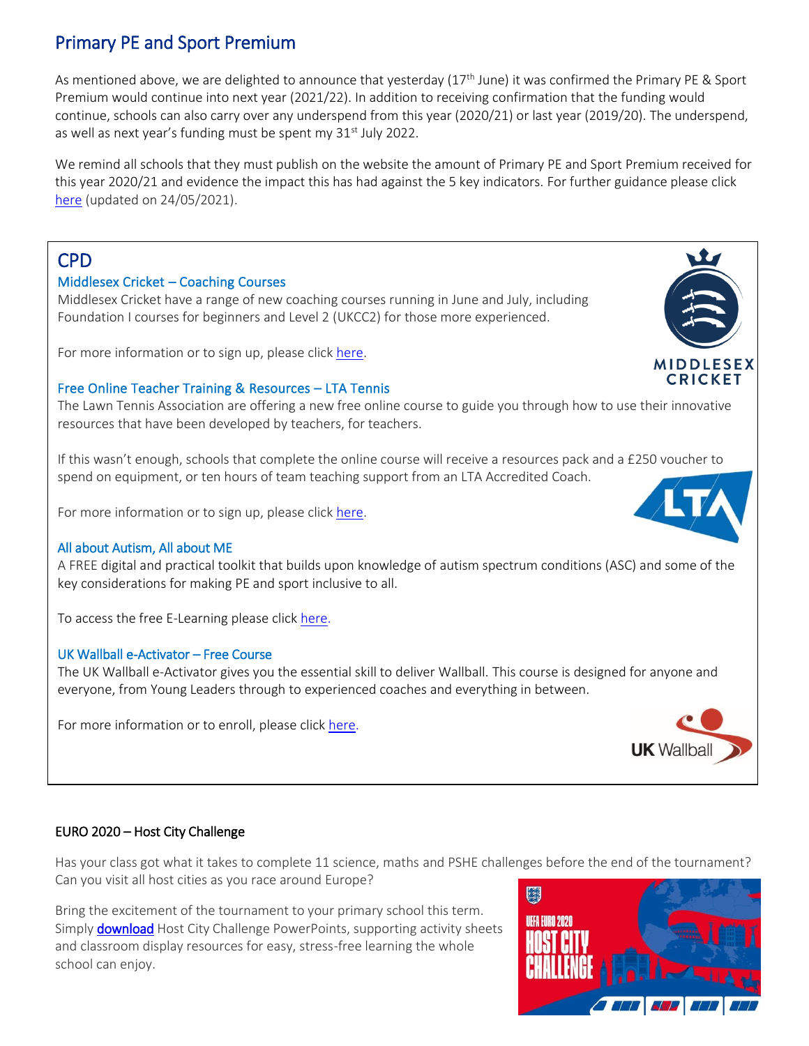## Primary PE and Sport Premium

As mentioned above, we are delighted to announce that yesterday (17th June) it was confirmed the Primary PE & Sport Premium would continue into next year (2021/22). In addition to receiving confirmation that the funding would continue, schools can also carry over any underspend from this year (2020/21) or last year (2019/20). The underspend, as well as next year's funding must be spent my 31st July 2022.

We remind all schools that they must publish on the website the amount of Primary PE and Sport Premium received for this year 2020/21 and evidence the impact this has had against the 5 key indicators. For further guidance please click here (updated on 24/05/2021).

## CPD

### Middlesex Cricket – Coaching Courses

Middlesex Cricket have a range of new coaching courses running in June and July, including Foundation I courses for beginners and Level 2 (UKCC2) for those more experienced.

For more information or to sign up, please click here.

### Free Online Teacher Training & Resources – LTA Tennis

The Lawn Tennis Association are offering a new free online course to guide you through how to use their innovative resources that have been developed by teachers, for teachers.

If this wasn't enough, schools that complete the online course will receive a resources pack and a £250 voucher to spend on equipment, or ten hours of team teaching support from an LTA Accredited Coach.

For more information or to sign up, please click here.

### All about Autism, All about ME

A FREE digital and practical toolkit that builds upon knowledge of autism spectrum conditions (ASC) and some of the key considerations for making PE and sport inclusive to all.

To access the free E-Learning please click here.

### UK Wallball e-Activator – Free Course

The UK Wallball e-Activator gives you the essential skill to deliver Wallball. This course is designed for anyone and everyone, from Young Leaders through to experienced coaches and everything in between.

For more information or to enroll, please click here.

## EURO 2020 – Host City Challenge

Has your class got what it takes to complete 11 science, maths and PSHE challenges before the end of the tournament? Can you visit all host cities as you race around Europe?

Bring the excitement of the tournament to your primary school this term. Simply **download** Host City Challenge PowerPoints, supporting activity sheets and classroom display resources for easy, stress-free learning the whole school can enjoy.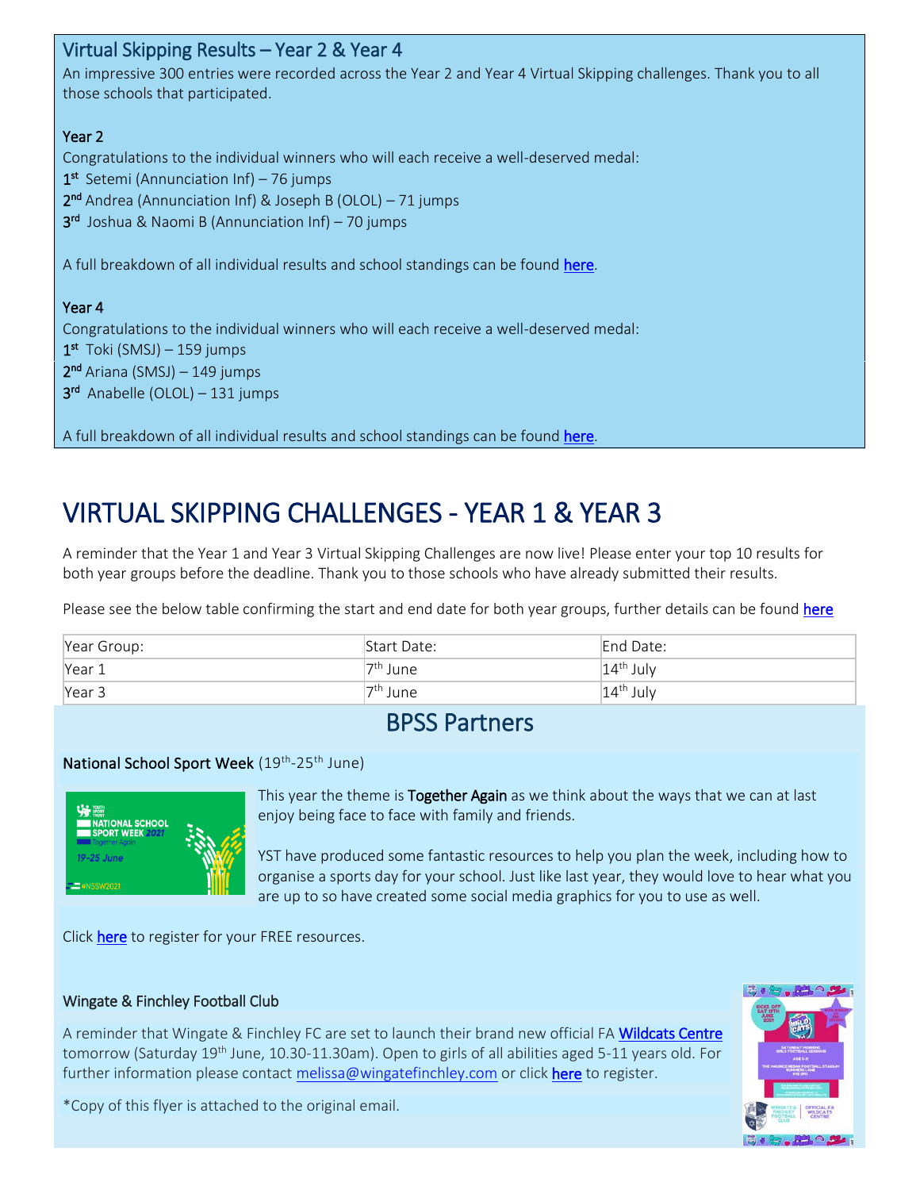## Virtual Skipping Results – Year 2 & Year 4

An impressive 300 entries were recorded across the Year 2 and Year 4 Virtual Skipping challenges. Thank you to all those schools that participated.

### Year 2

Congratulations to the individual winners who will each receive a well-deserved medal:

1st Setemi (Annunciation Inf) – 76 jumps
2nd Andrea (Annunciation Inf) & Joseph B (OLOL) – 71 jumps
3rd Joshua & Naomi B (Annunciation Inf) – 70 jumps

A full breakdown of all individual results and school standings can be found here.

### Year 4

Congratulations to the individual winners who will each receive a well-deserved medal:

1st Toki (SMSJ) – 159 jumps
2nd Ariana (SMSJ) – 149 jumps
3rd Anabelle (OLOL) – 131 jumps

A full breakdown of all individual results and school standings can be found here.

# VIRTUAL SKIPPING CHALLENGES - YEAR 1 & YEAR 3

A reminder that the Year 1 and Year 3 Virtual Skipping Challenges are now live! Please enter your top 10 results for both year groups before the deadline. Thank you to those schools who have already submitted their results.

Please see the below table confirming the start and end date for both year groups, further details can be found here

| Year Group: | Start Date: | End Date: |
|---|---|---|
| Year 1 | 7th June | 14th July |
| Year 3 | 7th June | 14th July |

## BPSS Partners

**National School Sport Week** (19th-25th June)

This year the theme is **Together Again** as we think about the ways that we can at last enjoy being face to face with family and friends.

YST have produced some fantastic resources to help you plan the week, including how to organise a sports day for your school. Just like last year, they would love to hear what you are up to so have created some social media graphics for you to use as well.

Click here to register for your FREE resources.

**Wingate & Finchley Football Club**

A reminder that Wingate & Finchley FC are set to launch their brand new official FA Wildcats Centre tomorrow (Saturday 19th June, 10.30-11.30am). Open to girls of all abilities aged 5-11 years old. For further information please contact melissa@wingatefinchley.com or click here to register.

*Copy of this flyer is attached to the original email.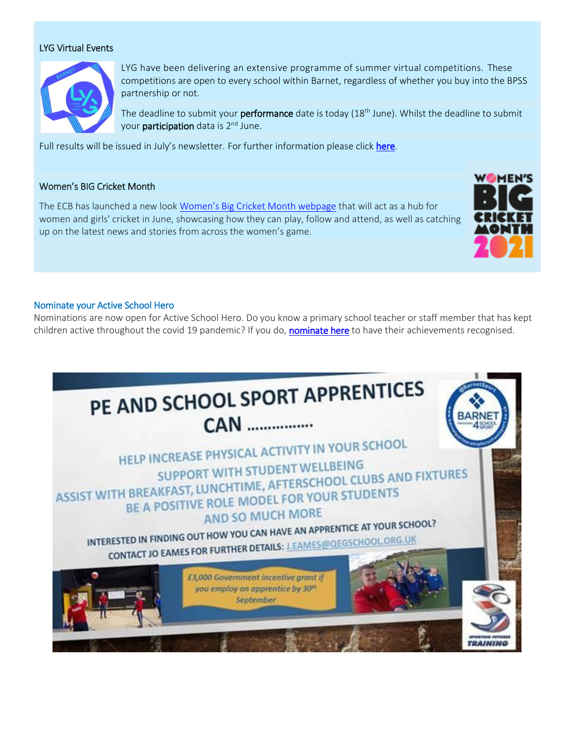## LYG Virtual Events

LYG have been delivering an extensive programme of summer virtual competitions. These competitions are open to every school within Barnet, regardless of whether you buy into the BPSS partnership or not.

The deadline to submit your **performance** date is today (18th June). Whilst the deadline to submit your **participation** data is 2nd June.

Full results will be issued in July's newsletter. For further information please click [here](#).

## Women's BIG Cricket Month

The ECB has launched a new look [Women's Big Cricket Month webpage](#) that will act as a hub for women and girls' cricket in June, showcasing how they can play, follow and attend, as well as catching up on the latest news and stories from across the women's game.

## Nominate your Active School Hero

Nominations are now open for Active School Hero. Do you know a primary school teacher or staff member that has kept children active throughout the covid 19 pandemic? If you do, [nominate here](#) to have their achievements recognised.

PE AND SCHOOL SPORT APPRENTICES CAN ……………

HELP INCREASE PHYSICAL ACTIVITY IN YOUR SCHOOL
SUPPORT WITH STUDENT WELLBEING
ASSIST WITH BREAKFAST, LUNCHTIME, AFTERSCHOOL CLUBS AND FIXTURES
BE A POSITIVE ROLE MODEL FOR YOUR STUDENTS
AND SO MUCH MORE

INTERESTED IN FINDING OUT HOW YOU CAN HAVE AN APPRENTICE AT YOUR SCHOOL?
CONTACT JO EAMES FOR FURTHER DETAILS: J.EAMES@QEGSCHOOL.ORG.UK

*£3,000 Government incentive grant if you employ an apprentice by 30th September*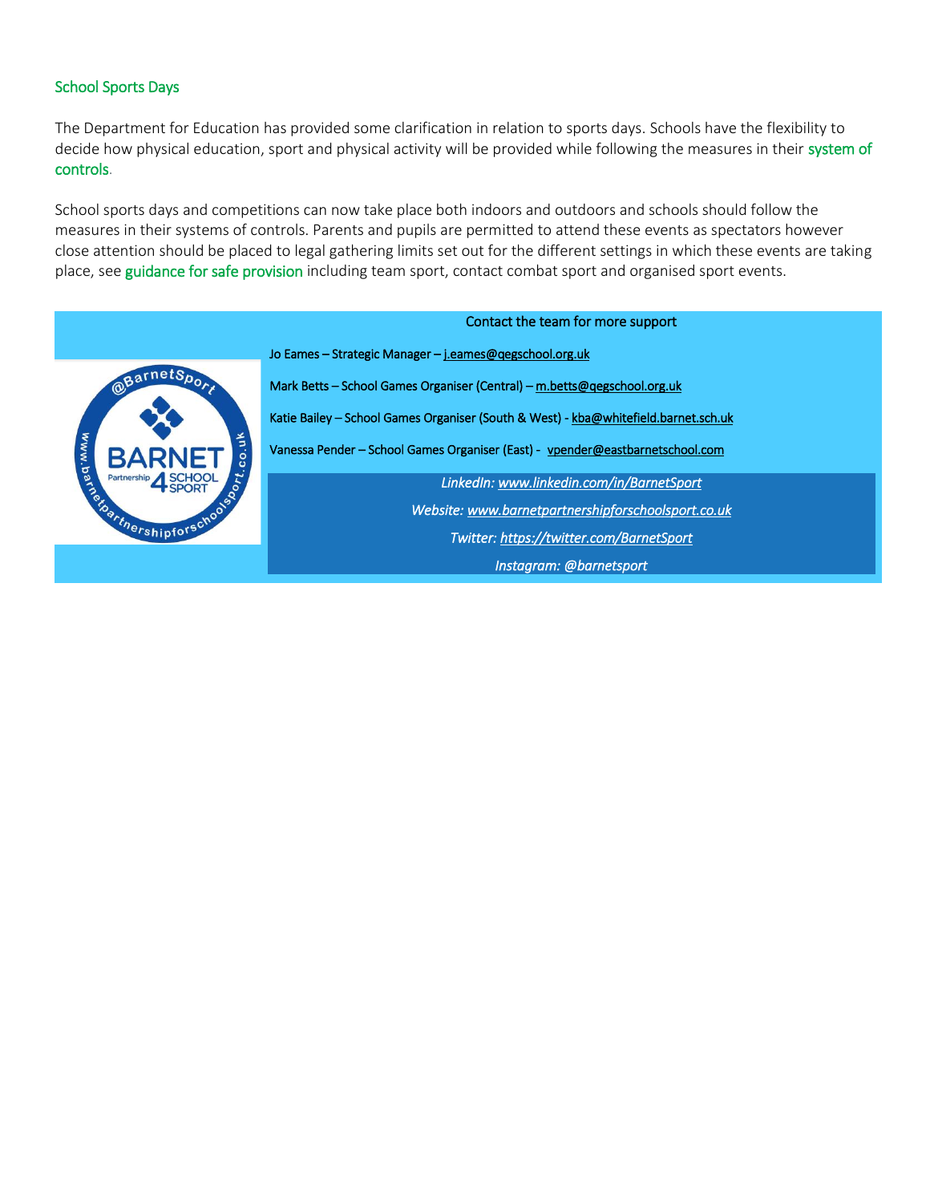## School Sports Days

The Department for Education has provided some clarification in relation to sports days. Schools have the flexibility to decide how physical education, sport and physical activity will be provided while following the measures in their system of controls.

School sports days and competitions can now take place both indoors and outdoors and schools should follow the measures in their systems of controls. Parents and pupils are permitted to attend these events as spectators however close attention should be placed to legal gathering limits set out for the different settings in which these events are taking place, see guidance for safe provision including team sport, contact combat sport and organised sport events.

**Contact the team for more support**

Jo Eames – Strategic Manager – j.eames@qegschool.org.uk

Mark Betts – School Games Organiser (Central) – m.betts@qegschool.org.uk

Katie Bailey – School Games Organiser (South & West) - kba@whitefield.barnet.sch.uk

Vanessa Pender – School Games Organiser (East) - vpender@eastbarnetschool.com

*LinkedIn: www.linkedin.com/in/BarnetSport*

*Website: www.barnetpartnershipforschoolsport.co.uk*

*Twitter: https://twitter.com/BarnetSport*

*Instagram: @barnetsport*